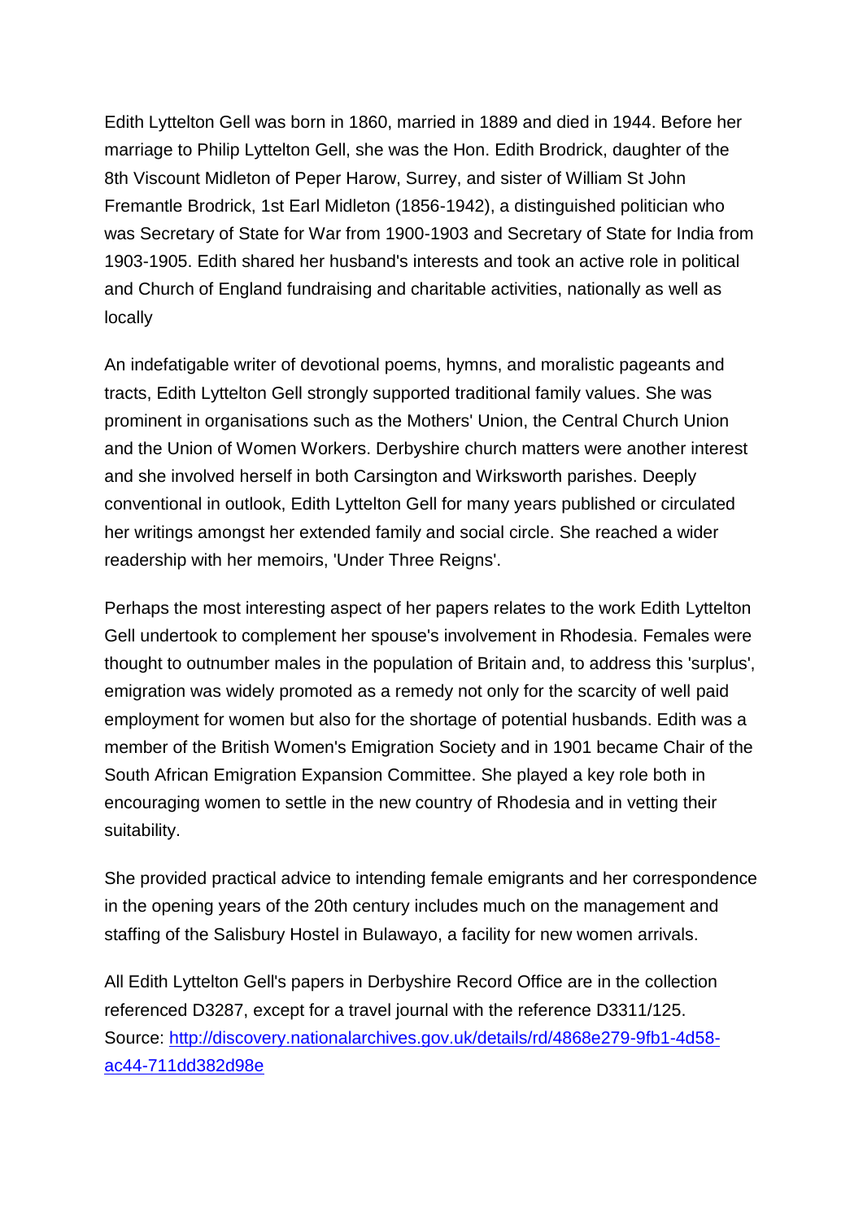Edith Lyttelton Gell was born in 1860, married in 1889 and died in 1944. Before her marriage to Philip Lyttelton Gell, she was the Hon. Edith Brodrick, daughter of the 8th Viscount Midleton of Peper Harow, Surrey, and sister of William St John Fremantle Brodrick, 1st Earl Midleton (1856-1942), a distinguished politician who was Secretary of State for War from 1900-1903 and Secretary of State for India from 1903-1905. Edith shared her husband's interests and took an active role in political and Church of England fundraising and charitable activities, nationally as well as locally

An indefatigable writer of devotional poems, hymns, and moralistic pageants and tracts, Edith Lyttelton Gell strongly supported traditional family values. She was prominent in organisations such as the Mothers' Union, the Central Church Union and the Union of Women Workers. Derbyshire church matters were another interest and she involved herself in both Carsington and Wirksworth parishes. Deeply conventional in outlook, Edith Lyttelton Gell for many years published or circulated her writings amongst her extended family and social circle. She reached a wider readership with her memoirs, 'Under Three Reigns'.

Perhaps the most interesting aspect of her papers relates to the work Edith Lyttelton Gell undertook to complement her spouse's involvement in Rhodesia. Females were thought to outnumber males in the population of Britain and, to address this 'surplus', emigration was widely promoted as a remedy not only for the scarcity of well paid employment for women but also for the shortage of potential husbands. Edith was a member of the British Women's Emigration Society and in 1901 became Chair of the South African Emigration Expansion Committee. She played a key role both in encouraging women to settle in the new country of Rhodesia and in vetting their suitability.

She provided practical advice to intending female emigrants and her correspondence in the opening years of the 20th century includes much on the management and staffing of the Salisbury Hostel in Bulawayo, a facility for new women arrivals.

All Edith Lyttelton Gell's papers in Derbyshire Record Office are in the collection referenced D3287, except for a travel journal with the reference D3311/125.
Source: [http://discovery.nationalarchives.gov.uk/details/rd/4868e279-9fb1-4d58-ac44-711dd382d98e](http://discovery.nationalarchives.gov.uk/details/rd/4868e279-9fb1-4d58-ac44-711dd382d98e)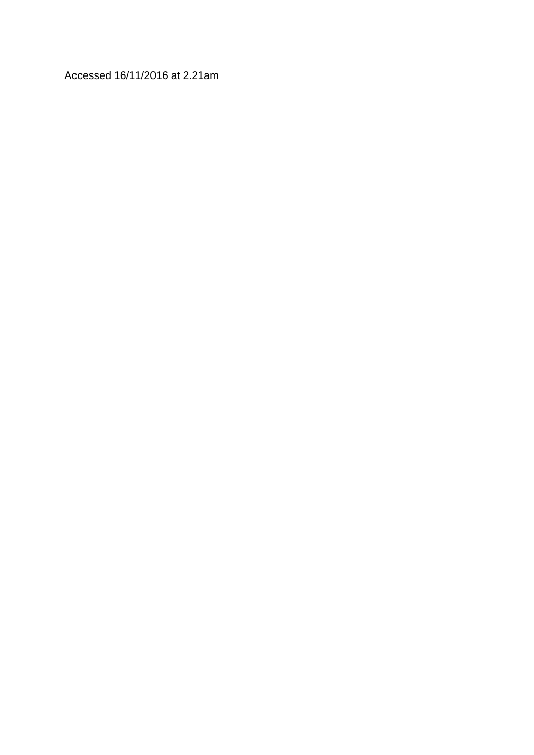Accessed 16/11/2016 at 2.21am